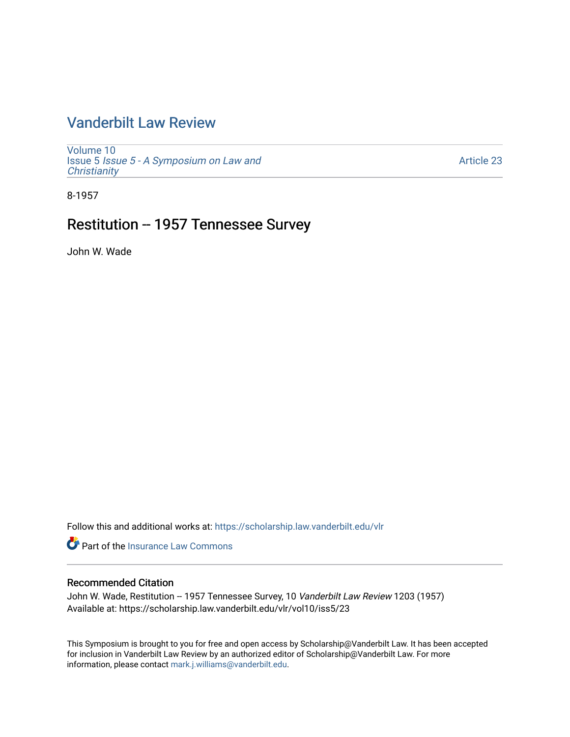# Vanderbilt Law Review

Volume 10
Issue 5 *Issue 5 - A Symposium on Law and Christianity*

Article 23

8-1957

## Restitution -- 1957 Tennessee Survey

John W. Wade

Follow this and additional works at: https://scholarship.law.vanderbilt.edu/vlr

Part of the Insurance Law Commons

### Recommended Citation

John W. Wade, Restitution -- 1957 Tennessee Survey, 10 *Vanderbilt Law Review* 1203 (1957)
Available at: https://scholarship.law.vanderbilt.edu/vlr/vol10/iss5/23

This Symposium is brought to you for free and open access by Scholarship@Vanderbilt Law. It has been accepted for inclusion in Vanderbilt Law Review by an authorized editor of Scholarship@Vanderbilt Law. For more information, please contact mark.j.williams@vanderbilt.edu.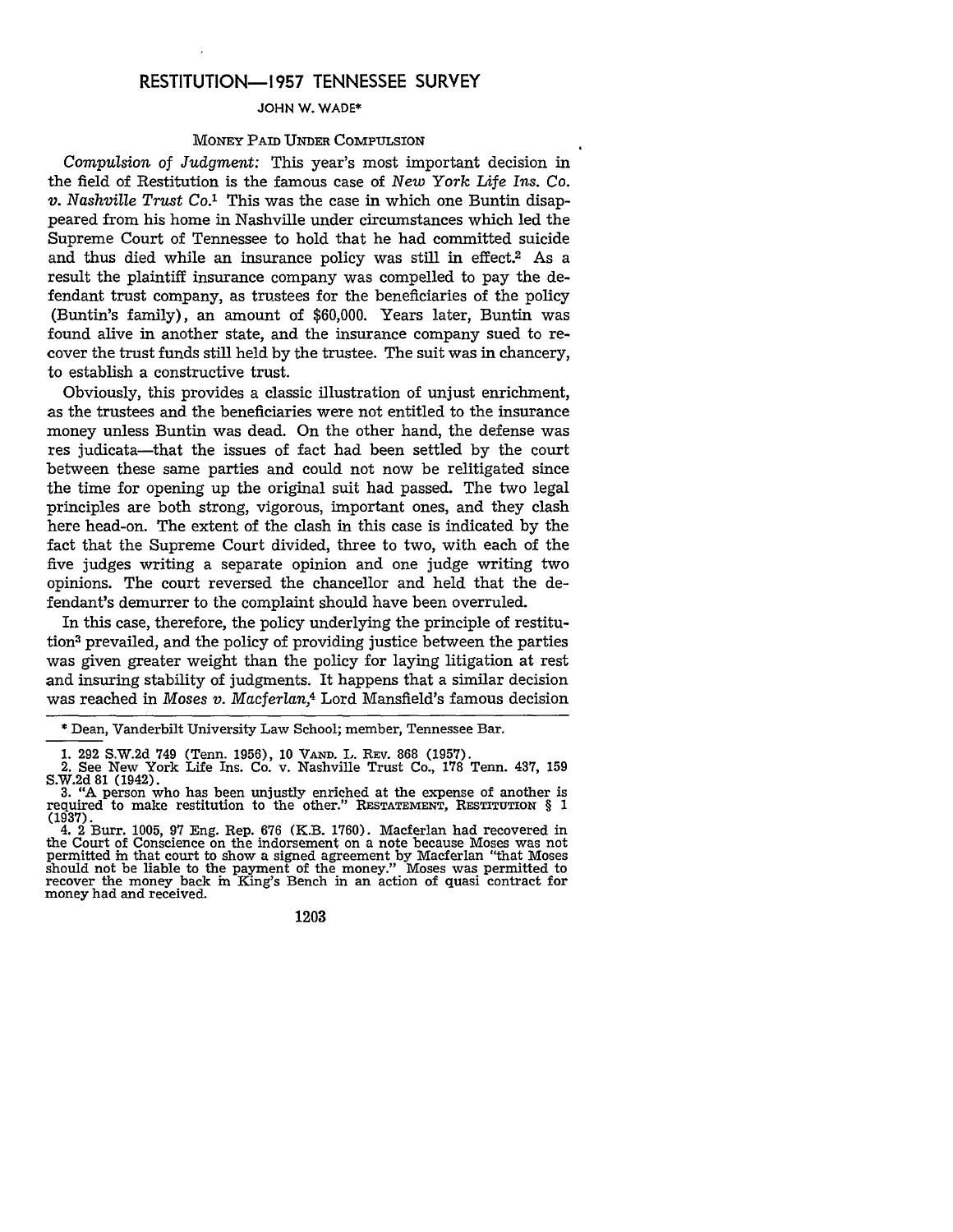# RESTITUTION—1957 TENNESSEE SURVEY

JOHN W. WADE*

## MONEY PAID UNDER COMPULSION

*Compulsion of Judgment:* This year's most important decision in the field of Restitution is the famous case of *New York Life Ins. Co. v. Nashville Trust Co.*[1] This was the case in which one Buntin disappeared from his home in Nashville under circumstances which led the Supreme Court of Tennessee to hold that he had committed suicide and thus died while an insurance policy was still in effect.[2] As a result the plaintiff insurance company was compelled to pay the defendant trust company, as trustees for the beneficiaries of the policy (Buntin's family), an amount of $60,000. Years later, Buntin was found alive in another state, and the insurance company sued to recover the trust funds still held by the trustee. The suit was in chancery, to establish a constructive trust.

Obviously, this provides a classic illustration of unjust enrichment, as the trustees and the beneficiaries were not entitled to the insurance money unless Buntin was dead. On the other hand, the defense was res judicata—that the issues of fact had been settled by the court between these same parties and could not now be relitigated since the time for opening up the original suit had passed. The two legal principles are both strong, vigorous, important ones, and they clash here head-on. The extent of the clash in this case is indicated by the fact that the Supreme Court divided, three to two, with each of the five judges writing a separate opinion and one judge writing two opinions. The court reversed the chancellor and held that the defendant's demurrer to the complaint should have been overruled.

In this case, therefore, the policy underlying the principle of restitution[3] prevailed, and the policy of providing justice between the parties was given greater weight than the policy for laying litigation at rest and insuring stability of judgments. It happens that a similar decision was reached in *Moses v. Macferlan*,[4] Lord Mansfield's famous decision

---

\* Dean, Vanderbilt University Law School; member, Tennessee Bar.

1. 292 S.W.2d 749 (Tenn. 1956), 10 VAND. L. REV. 868 (1957).
2. See New York Life Ins. Co. v. Nashville Trust Co., 178 Tenn. 437, 159 S.W.2d 81 (1942).
3. "A person who has been unjustly enriched at the expense of another is required to make restitution to the other." RESTATEMENT, RESTITUTION § 1 (1937).
4. 2 Burr. 1005, 97 Eng. Rep. 676 (K.B. 1760). Macferlan had recovered in the Court of Conscience on the indorsement on a note because Moses was not permitted in that court to show a signed agreement by Macferlan "that Moses should not be liable to the payment of the money." Moses was permitted to recover the money back in King's Bench in an action of quasi contract for money had and received.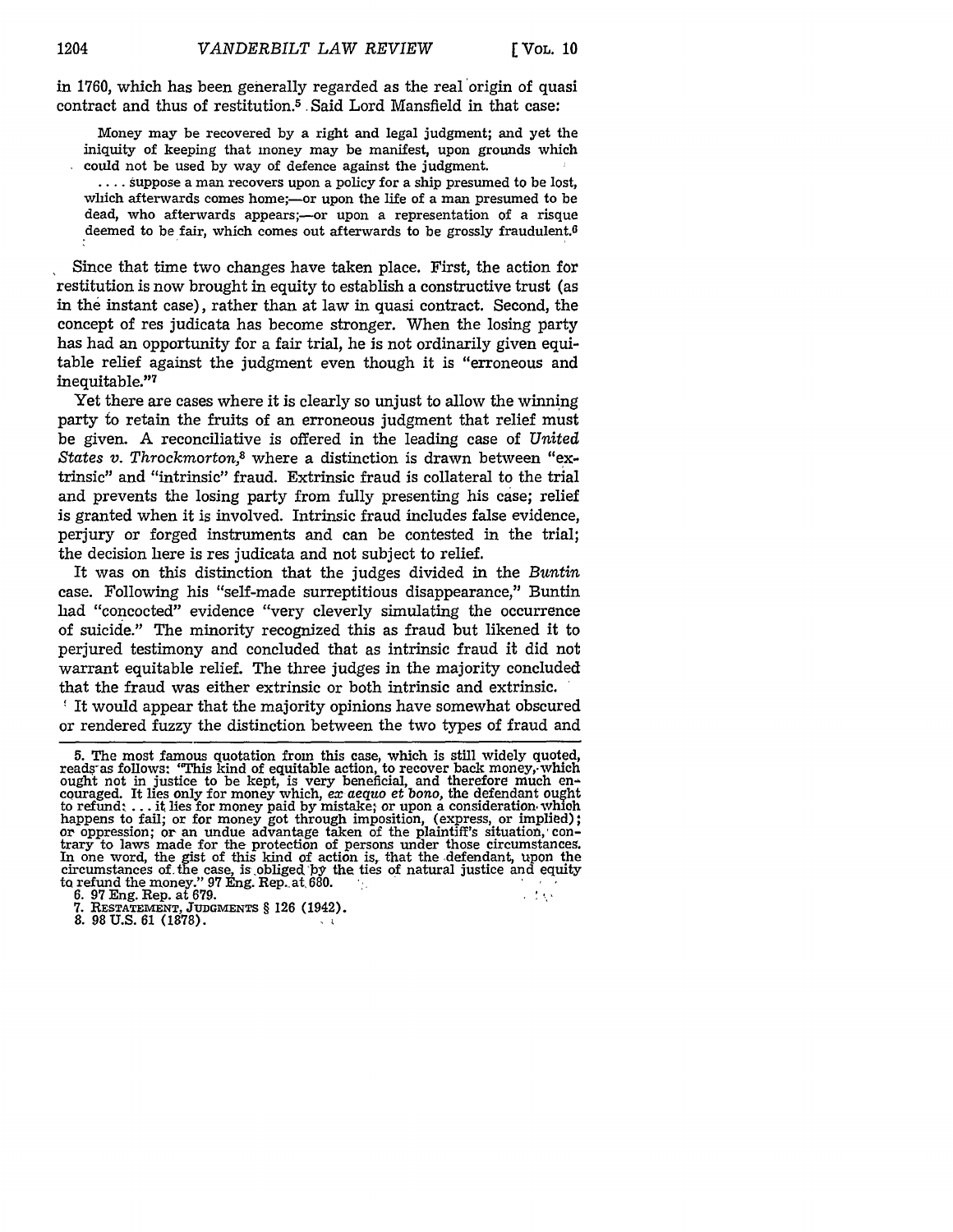in 1760, which has been generally regarded as the real origin of quasi contract and thus of restitution.[5] Said Lord Mansfield in that case:

> Money may be recovered by a right and legal judgment; and yet the iniquity of keeping that money may be manifest, upon grounds which could not be used by way of defence against the judgment.
>
> . . . . suppose a man recovers upon a policy for a ship presumed to be lost, which afterwards comes home;—or upon the life of a man presumed to be dead, who afterwards appears;—or upon a representation of a risque deemed to be fair, which comes out afterwards to be grossly fraudulent.[6]

Since that time two changes have taken place. First, the action for restitution is now brought in equity to establish a constructive trust (as in the instant case), rather than at law in quasi contract. Second, the concept of res judicata has become stronger. When the losing party has had an opportunity for a fair trial, he is not ordinarily given equitable relief against the judgment even though it is "erroneous and inequitable."[7]

Yet there are cases where it is clearly so unjust to allow the winning party to retain the fruits of an erroneous judgment that relief must be given. A reconciliative is offered in the leading case of *United States v. Throckmorton*,[8] where a distinction is drawn between "extrinsic" and "intrinsic" fraud. Extrinsic fraud is collateral to the trial and prevents the losing party from fully presenting his case; relief is granted when it is involved. Intrinsic fraud includes false evidence, perjury or forged instruments and can be contested in the trial; the decision here is res judicata and not subject to relief.

It was on this distinction that the judges divided in the *Buntin* case. Following his "self-made surreptitious disappearance," Buntin had "concocted" evidence "very cleverly simulating the occurrence of suicide." The minority recognized this as fraud but likened it to perjured testimony and concluded that as intrinsic fraud it did not warrant equitable relief. The three judges in the majority concluded that the fraud was either extrinsic or both intrinsic and extrinsic.

It would appear that the majority opinions have somewhat obscured or rendered fuzzy the distinction between the two types of fraud and

---

5. The most famous quotation from this case, which is still widely quoted, reads as follows: "This kind of equitable action, to recover back money, which ought not in justice to be kept, is very beneficial, and therefore much encouraged. It lies only for money which, *ex aequo et bono*, the defendant ought to refund: . . . it lies for money paid by mistake; or upon a consideration which happens to fail; or for money got through imposition, (express, or implied); or oppression; or an undue advantage taken of the plaintiff's situation, contrary to laws made for the protection of persons under those circumstances. In one word, the gist of this kind of action is, that the defendant, upon the circumstances of the case, is obliged by the ties of natural justice and equity to refund the money." 97 Eng. Rep. at 680.

6. 97 Eng. Rep. at 679.

7. RESTATEMENT, JUDGMENTS § 126 (1942).

8. 98 U.S. 61 (1878).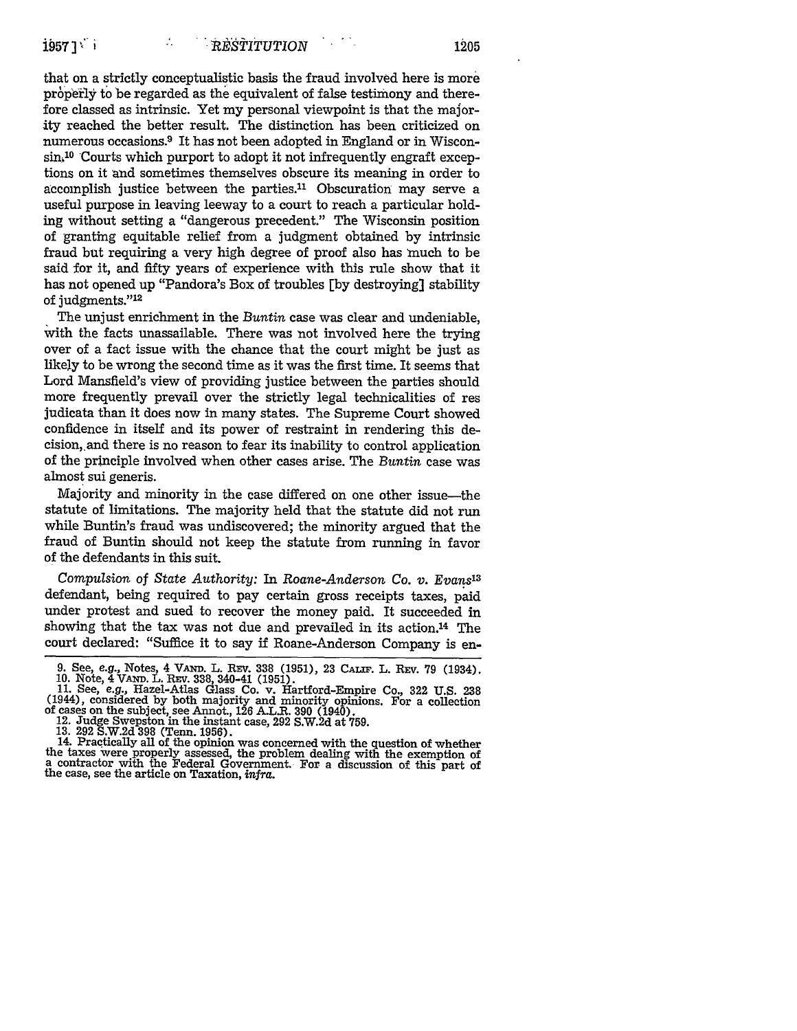that on a strictly conceptualistic basis the fraud involved here is more properly to be regarded as the equivalent of false testimony and therefore classed as intrinsic. Yet my personal viewpoint is that the majority reached the better result. The distinction has been criticized on numerous occasions.[9] It has not been adopted in England or in Wisconsin.[10] Courts which purport to adopt it not infrequently engraft exceptions on it and sometimes themselves obscure its meaning in order to accomplish justice between the parties.[11] Obscuration may serve a useful purpose in leaving leeway to a court to reach a particular holding without setting a "dangerous precedent." The Wisconsin position of granting equitable relief from a judgment obtained by intrinsic fraud but requiring a very high degree of proof also has much to be said for it, and fifty years of experience with this rule show that it has not opened up "Pandora's Box of troubles [by destroying] stability of judgments."[12]

The unjust enrichment in the *Buntin* case was clear and undeniable, with the facts unassailable. There was not involved here the trying over of a fact issue with the chance that the court might be just as likely to be wrong the second time as it was the first time. It seems that Lord Mansfield's view of providing justice between the parties should more frequently prevail over the strictly legal technicalities of res judicata than it does now in many states. The Supreme Court showed confidence in itself and its power of restraint in rendering this decision, and there is no reason to fear its inability to control application of the principle involved when other cases arise. The *Buntin* case was almost sui generis.

Majority and minority in the case differed on one other issue—the statute of limitations. The majority held that the statute did not run while Buntin's fraud was undiscovered; the minority argued that the fraud of Buntin should not keep the statute from running in favor of the defendants in this suit.

*Compulsion of State Authority:* In *Roane-Anderson Co. v. Evans*[13] defendant, being required to pay certain gross receipts taxes, paid under protest and sued to recover the money paid. It succeeded in showing that the tax was not due and prevailed in its action.[14] The court declared: "Suffice it to say if Roane-Anderson Company is en-

9. See, *e.g.*, Notes, 4 VAND. L. REV. 338 (1951), 23 CALIF. L. REV. 79 (1934).
10. Note, 4 VAND. L. REV. 338, 340-41 (1951).
11. See, *e.g.*, Hazel-Atlas Glass Co. v. Hartford-Empire Co., 322 U.S. 238 (1944), considered by both majority and minority opinions. For a collection of cases on the subject, see Annot., 126 A.L.R. 390 (1940).
12. Judge Swepston in the instant case, 292 S.W.2d at 759.
13. 292 S.W.2d 398 (Tenn. 1956).
14. Practically all of the opinion was concerned with the question of whether the taxes were properly assessed, the problem dealing with the exemption of a contractor with the Federal Government. For a discussion of this part of the case, see the article on Taxation, *infra*.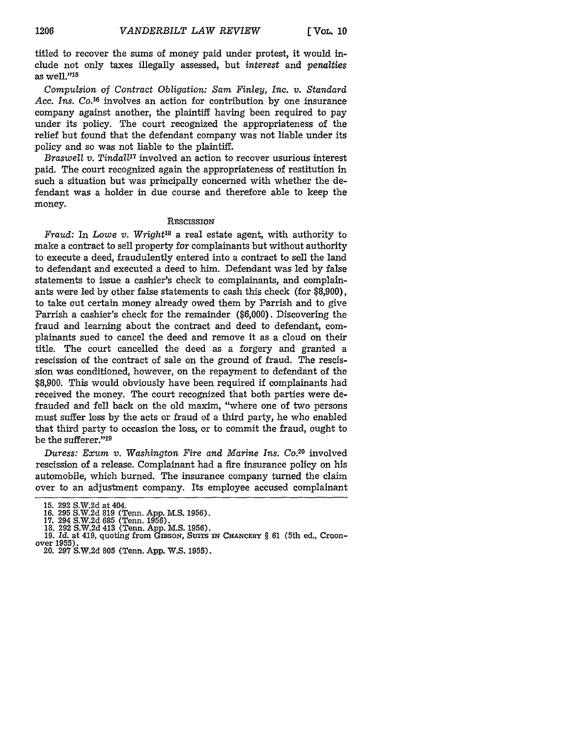titled to recover the sums of money paid under protest, it would include not only taxes illegally assessed, but *interest* and *penalties* as well."[15]

*Compulsion of Contract Obligation: Sam Finley, Inc. v. Standard Acc. Ins. Co.*[16] involves an action for contribution by one insurance company against another, the plaintiff having been required to pay under its policy. The court recognized the appropriateness of the relief but found that the defendant company was not liable under its policy and so was not liable to the plaintiff.

*Braswell v. Tindall*[17] involved an action to recover usurious interest paid. The court recognized again the appropriateness of restitution in such a situation but was principally concerned with whether the defendant was a holder in due course and therefore able to keep the money.

## RESCISSION

*Fraud:* In *Lowe v. Wright*[18] a real estate agent, with authority to make a contract to sell property for complainants but without authority to execute a deed, fraudulently entered into a contract to sell the land to defendant and executed a deed to him. Defendant was led by false statements to issue a cashier's check to complainants, and complainants were led by other false statements to cash this check (for $8,900), to take out certain money already owed them by Parrish and to give Parrish a cashier's check for the remainder ($6,000). Discovering the fraud and learning about the contract and deed to defendant, complainants sued to cancel the deed and remove it as a cloud on their title. The court cancelled the deed as a forgery and granted a rescission of the contract of sale on the ground of fraud. The rescission was conditioned, however, on the repayment to defendant of the $8,900. This would obviously have been required if complainants had received the money. The court recognized that both parties were defrauded and fell back on the old maxim, "where one of two persons must suffer loss by the acts or fraud of a third party, he who enabled that third party to occasion the loss, or to commit the fraud, ought to be the sufferer."[19]

*Duress: Exum v. Washington Fire and Marine Ins. Co.*[20] involved rescission of a release. Complainant had a fire insurance policy on his automobile, which burned. The insurance company turned the claim over to an adjustment company. Its employee accused complainant

---

15. 292 S.W.2d at 404.
16. 295 S.W.2d 819 (Tenn. App. M.S. 1956).
17. 294 S.W.2d 685 (Tenn. 1956).
18. 292 S.W.2d 413 (Tenn. App. M.S. 1956).
19. *Id.* at 419, quoting from GIBSON, SUITS IN CHANCERY § 61 (5th ed., Croonover 1955).
20. 297 S.W.2d 805 (Tenn. App. W.S. 1955).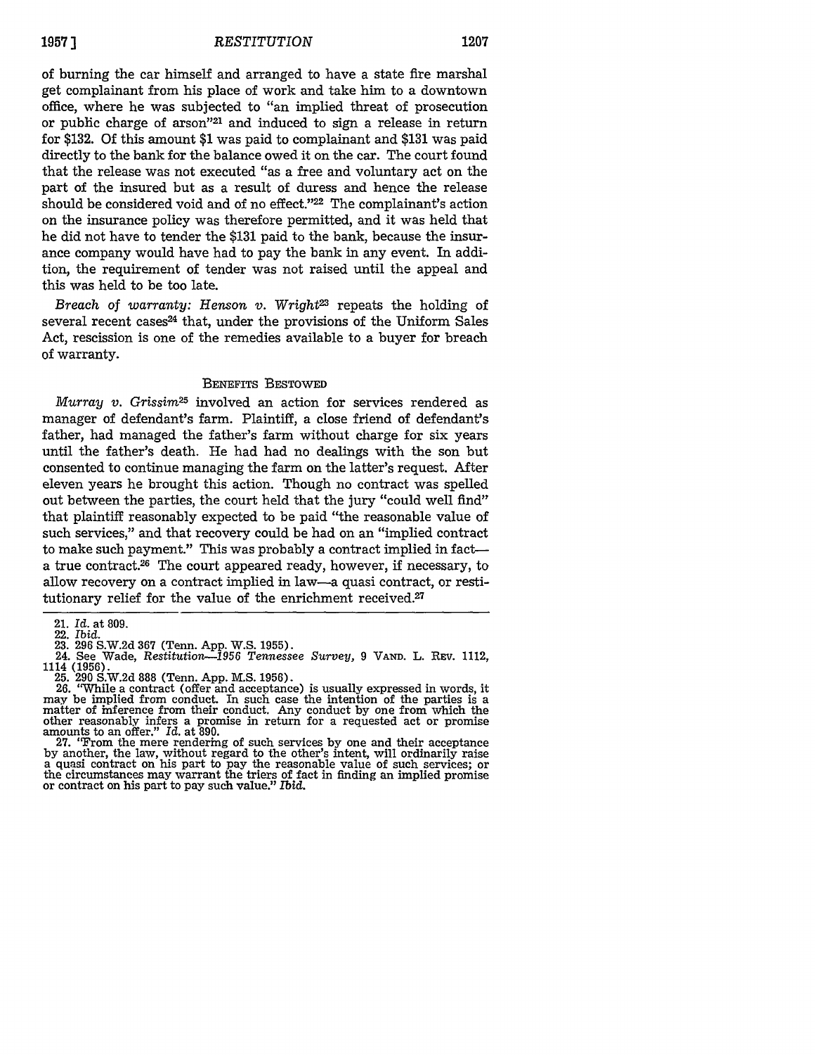of burning the car himself and arranged to have a state fire marshal get complainant from his place of work and take him to a downtown office, where he was subjected to "an implied threat of prosecution or public charge of arson"[21] and induced to sign a release in return for $132. Of this amount $1 was paid to complainant and $131 was paid directly to the bank for the balance owed it on the car. The court found that the release was not executed "as a free and voluntary act on the part of the insured but as a result of duress and hence the release should be considered void and of no effect."[22] The complainant's action on the insurance policy was therefore permitted, and it was held that he did not have to tender the $131 paid to the bank, because the insurance company would have had to pay the bank in any event. In addition, the requirement of tender was not raised until the appeal and this was held to be too late.

*Breach of warranty: Henson v. Wright*[23] repeats the holding of several recent cases[24] that, under the provisions of the Uniform Sales Act, rescission is one of the remedies available to a buyer for breach of warranty.

## BENEFITS BESTOWED

*Murray v. Grissim*[25] involved an action for services rendered as manager of defendant's farm. Plaintiff, a close friend of defendant's father, had managed the father's farm without charge for six years until the father's death. He had had no dealings with the son but consented to continue managing the farm on the latter's request. After eleven years he brought this action. Though no contract was spelled out between the parties, the court held that the jury "could well find" that plaintiff reasonably expected to be paid "the reasonable value of such services," and that recovery could be had on an "implied contract to make such payment." This was probably a contract implied in fact—a true contract.[26] The court appeared ready, however, if necessary, to allow recovery on a contract implied in law—a quasi contract, or restitutionary relief for the value of the enrichment received.[27]

---

21. *Id.* at 809.
22. *Ibid.*
23. 296 S.W.2d 367 (Tenn. App. W.S. 1955).
24. See Wade, *Restitution—1956 Tennessee Survey*, 9 VAND. L. REV. 1112, 1114 (1956).
25. 290 S.W.2d 888 (Tenn. App. M.S. 1956).
26. "While a contract (offer and acceptance) is usually expressed in words, it may be implied from conduct. In such case the intention of the parties is a matter of inference from their conduct. Any conduct by one from which the other reasonably infers a promise in return for a requested act or promise amounts to an offer." *Id.* at 890.
27. "From the mere rendering of such services by one and their acceptance by another, the law, without regard to the other's intent, will ordinarily raise a quasi contract on his part to pay the reasonable value of such services; or the circumstances may warrant the triers of fact in finding an implied promise or contract on his part to pay such value." *Ibid.*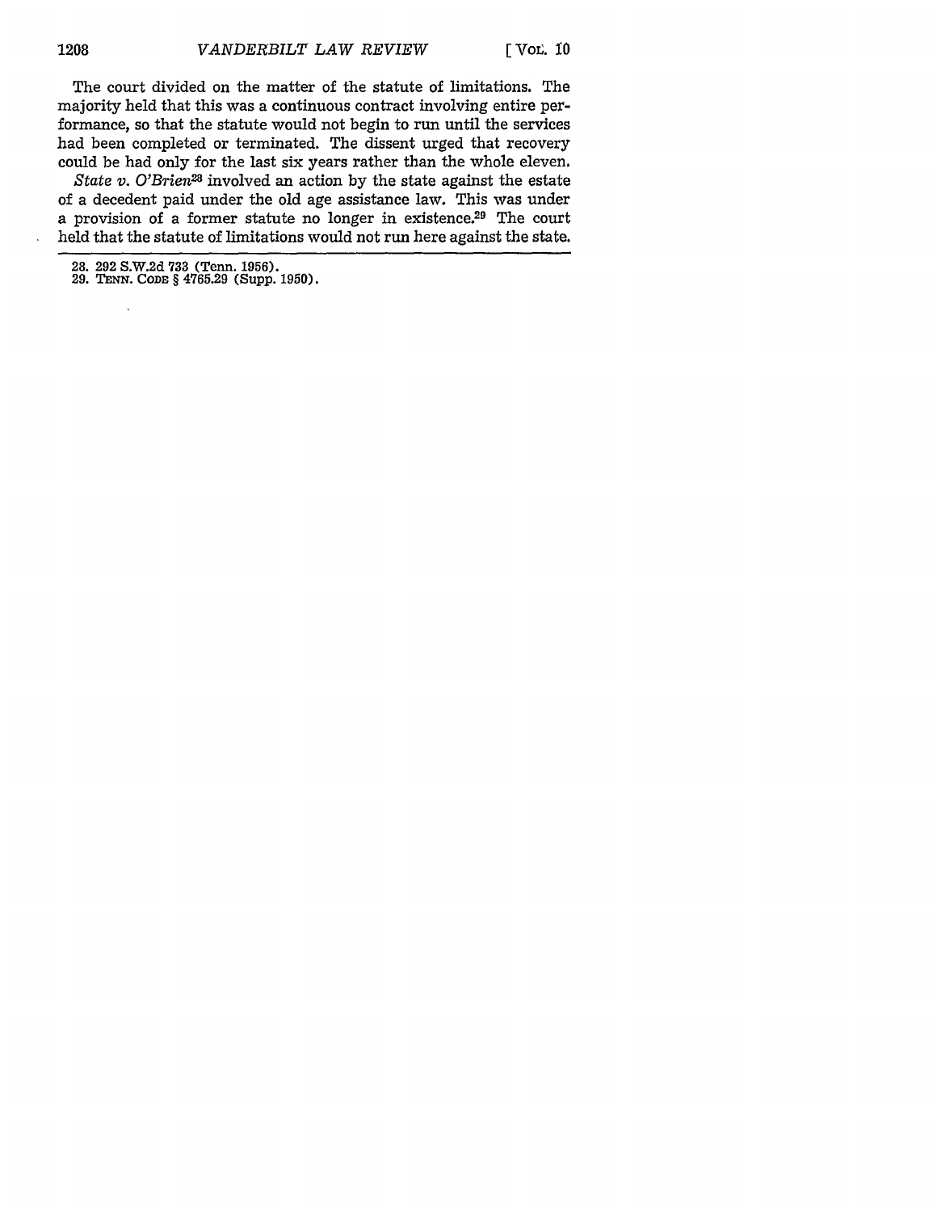The court divided on the matter of the statute of limitations. The majority held that this was a continuous contract involving entire performance, so that the statute would not begin to run until the services had been completed or terminated. The dissent urged that recovery could be had only for the last six years rather than the whole eleven.

*State v. O'Brien*[28] involved an action by the state against the estate of a decedent paid under the old age assistance law. This was under a provision of a former statute no longer in existence.[29] The court held that the statute of limitations would not run here against the state.

---

28. 292 S.W.2d 733 (Tenn. 1956).
29. TENN. CODE § 4765.29 (Supp. 1950).